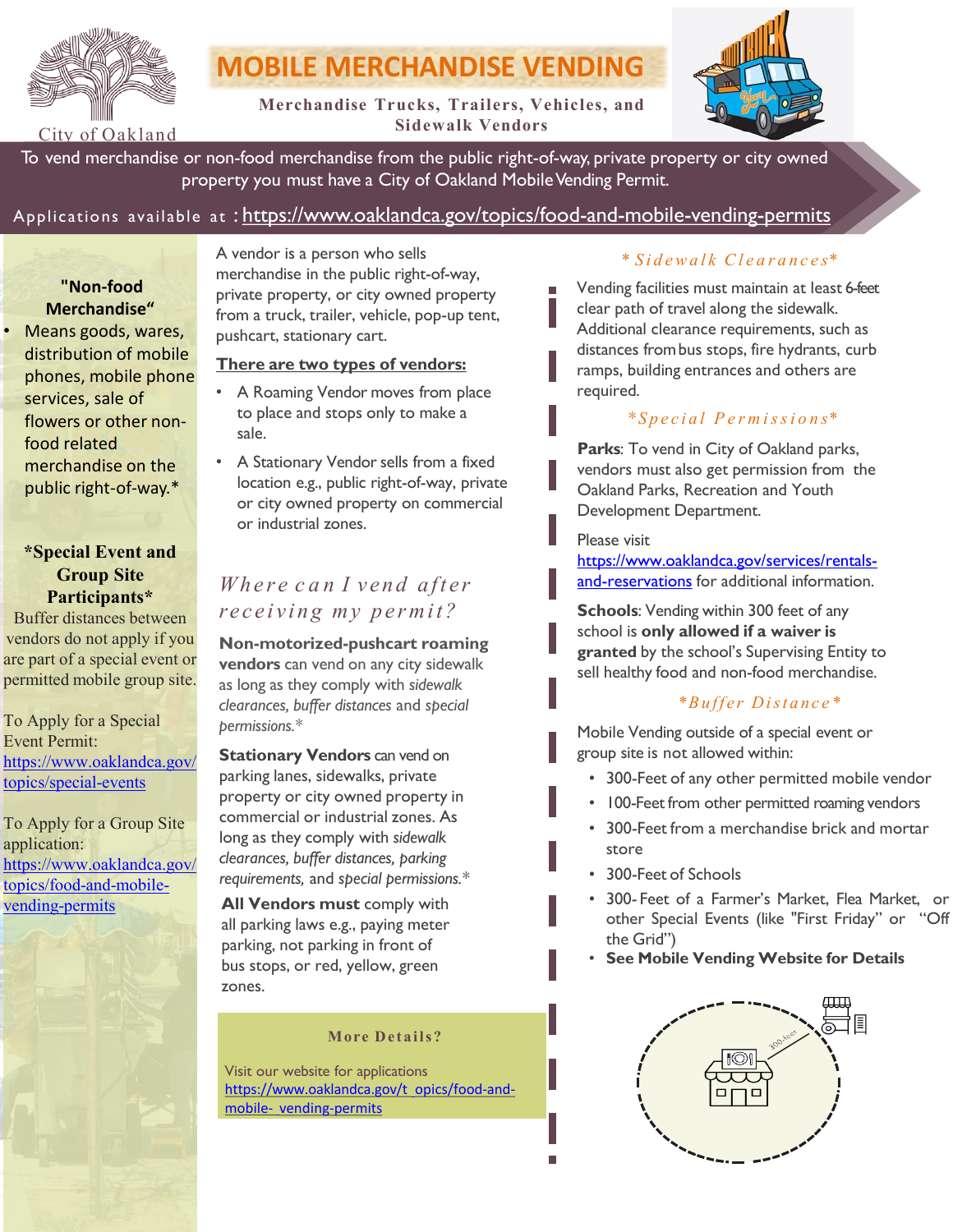City of Oakland

# MOBILE MERCHANDISE VENDING

**Merchandise Trucks, Trailers, Vehicles, and Sidewalk Vendors**

To vend merchandise or non-food merchandise from the public right-of-way, private property or city owned property you must have a City of Oakland Mobile Vending Permit.

Applications available at : https://www.oaklandca.gov/topics/food-and-mobile-vending-permits

**"Non-food Merchandise"**

- Means goods, wares, distribution of mobile phones, mobile phone services, sale of flowers or other non-food related merchandise on the public right-of-way.*

**\*Special Event and Group Site Participants\***

Buffer distances between vendors do not apply if you are part of a special event or permitted mobile group site.

To Apply for a Special Event Permit: https://www.oaklandca.gov/topics/special-events

To Apply for a Group Site application: https://www.oaklandca.gov/topics/food-and-mobile-vending-permits

A vendor is a person who sells merchandise in the public right-of-way, private property, or city owned property from a truck, trailer, vehicle, pop-up tent, pushcart, stationary cart.

**There are two types of vendors:**

- A Roaming Vendor moves from place to place and stops only to make a sale.
- A Stationary Vendor sells from a fixed location e.g., public right-of-way, private or city owned property on commercial or industrial zones.

## *Where can I vend after receiving my permit?*

**Non-motorized-pushcart roaming vendors** can vend on any city sidewalk as long as they comply with *sidewalk clearances, buffer distances* and *special permissions.**

**Stationary Vendors** can vend on parking lanes, sidewalks, private property or city owned property in commercial or industrial zones. As long as they comply with *sidewalk clearances, buffer distances, parking requirements,* and *special permissions.**

**All Vendors must** comply with all parking laws e.g., paying meter parking, not parking in front of bus stops, or red, yellow, green zones.

**More Details?**

Visit our website for applications https://www.oaklandca.gov/t opics/food-and-mobile- vending-permits

### *\*Sidewalk Clearances\**

Vending facilities must maintain at least 6-feet clear path of travel along the sidewalk. Additional clearance requirements, such as distances from bus stops, fire hydrants, curb ramps, building entrances and others are required.

### *\*Special Permissions\**

**Parks**: To vend in City of Oakland parks, vendors must also get permission from the Oakland Parks, Recreation and Youth Development Department.

Please visit https://www.oaklandca.gov/services/rentals-and-reservations for additional information.

**Schools**: Vending within 300 feet of any school is **only allowed if a waiver is granted** by the school's Supervising Entity to sell healthy food and non-food merchandise.

### *\*Buffer Distance\**

Mobile Vending outside of a special event or group site is not allowed within:

- 300-Feet of any other permitted mobile vendor
- 100-Feet from other permitted roaming vendors
- 300-Feet from a merchandise brick and mortar store
- 300-Feet of Schools
- 300-Feet of a Farmer's Market, Flea Market, or other Special Events (like "First Friday" or "Off the Grid")
- **See Mobile Vending Website for Details**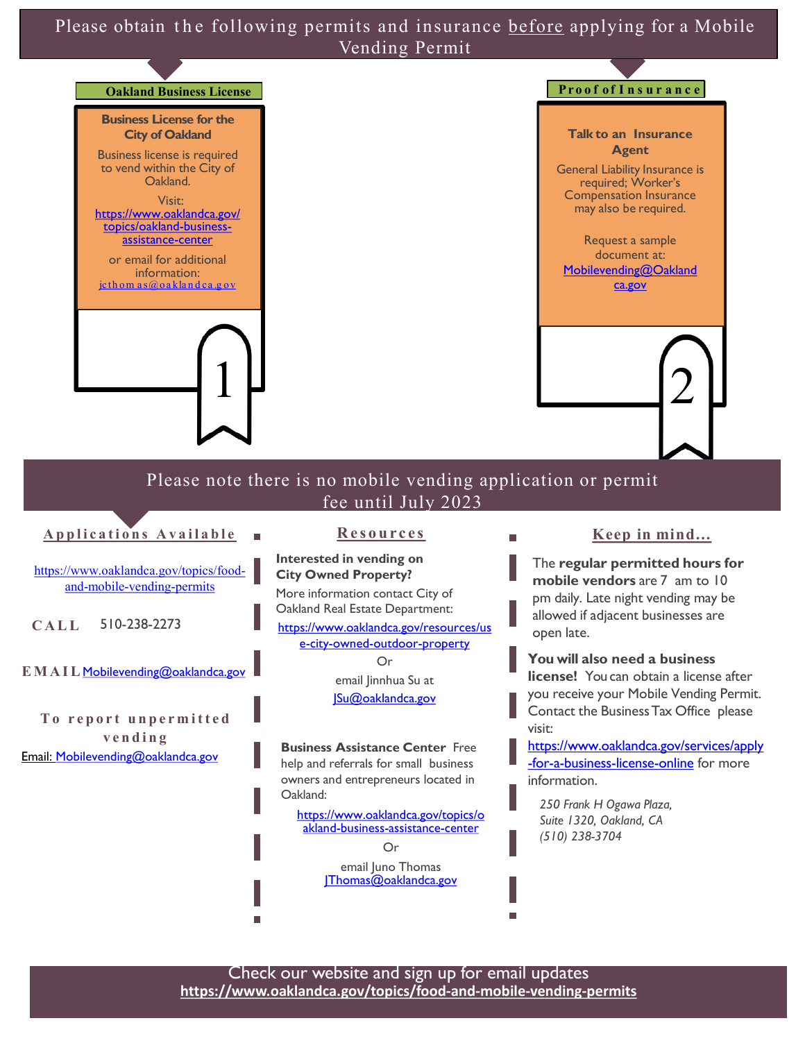# Please obtain the following permits and insurance before applying for a Mobile Vending Permit

## Oakland Business License

**Business License for the City of Oakland**

Business license is required to vend within the City of Oakland.

Visit: https://www.oaklandca.gov/topics/oakland-business-assistance-center

or email for additional information: jcthomas@oaklandca.gov

1

## Proof of Insurance

**Talk to an Insurance Agent**

General Liability Insurance is required; Worker's Compensation Insurance may also be required.

Request a sample document at: Mobilevending@Oaklandca.gov

2

## Please note there is no mobile vending application or permit fee until July 2023

### Applications Available

https://www.oaklandca.gov/topics/food-and-mobile-vending-permits

**CALL** 510-238-2273

**EMAIL** Mobilevending@oaklandca.gov

**To report unpermitted vending**

Email: Mobilevending@oaklandca.gov

### Resources

**Interested in vending on City Owned Property?**

More information contact City of Oakland Real Estate Department:

https://www.oaklandca.gov/resources/use-city-owned-outdoor-property

Or

email Jinnhua Su at

JSu@oaklandca.gov

**Business Assistance Center** Free help and referrals for small business owners and entrepreneurs located in Oakland:

https://www.oaklandca.gov/topics/oakland-business-assistance-center

Or

email Juno Thomas

JThomas@oaklandca.gov

### Keep in mind...

The **regular permitted hours for mobile vendors** are 7 am to 10 pm daily. Late night vending may be allowed if adjacent businesses are open late.

**You will also need a business license!** You can obtain a license after you receive your Mobile Vending Permit. Contact the Business Tax Office please visit: https://www.oaklandca.gov/services/apply-for-a-business-license-online for more information.

*250 Frank H Ogawa Plaza,*
*Suite 1320, Oakland, CA*
*(510) 238-3704*

Check our website and sign up for email updates
**https://www.oaklandca.gov/topics/food-and-mobile-vending-permits**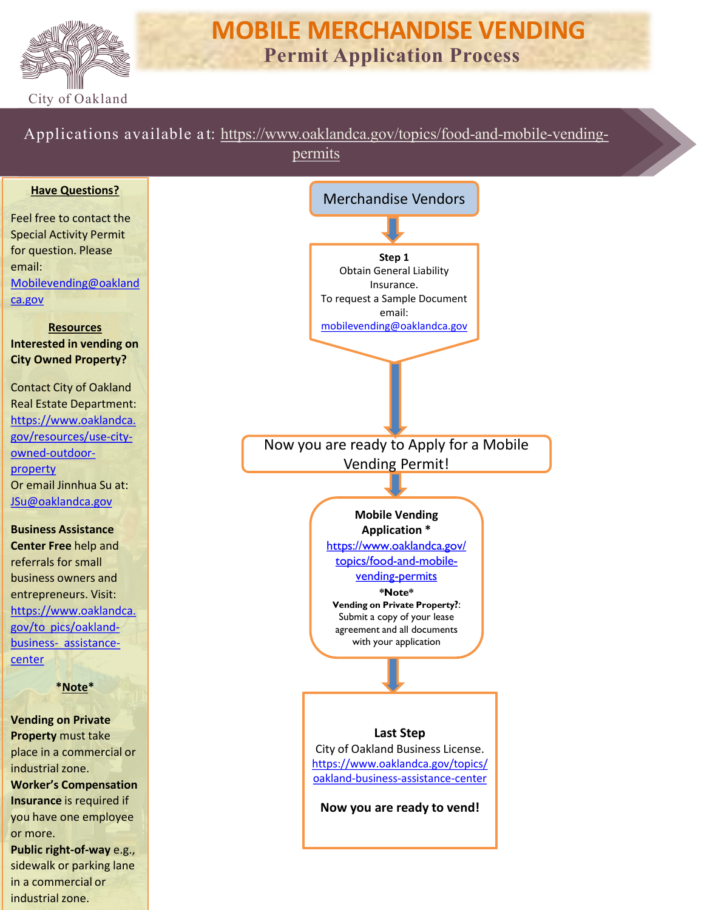# MOBILE MERCHANDISE VENDING

## Permit Application Process

City of Oakland

Applications available at: https://www.oaklandca.gov/topics/food-and-mobile-vending-permits

### Merchandise Vendors

**Step 1**
Obtain General Liability Insurance.
To request a Sample Document email:
mobilevending@oaklandca.gov

Now you are ready to Apply for a Mobile Vending Permit!

**Mobile Vending Application ***
https://www.oaklandca.gov/topics/food-and-mobile-vending-permits

***Note***
**Vending on Private Property?**: Submit a copy of your lease agreement and all documents with your application

**Last Step**
City of Oakland Business License.
https://www.oaklandca.gov/topics/oakland-business-assistance-center

**Now you are ready to vend!**

---

**Have Questions?**

Feel free to contact the Special Activity Permit for question. Please email:
Mobilevending@oaklandca.gov

**Resources**

**Interested in vending on City Owned Property?**

Contact City of Oakland Real Estate Department:
https://www.oaklandca.gov/resources/use-city-owned-outdoor-property
Or email Jinnhua Su at:
JSu@oaklandca.gov

**Business Assistance Center Free** help and referrals for small business owners and entrepreneurs. Visit:
https://www.oaklandca.gov/to pics/oakland-business- assistance-center

***Note***

**Vending on Private Property** must take place in a commercial or industrial zone.
**Worker's Compensation Insurance** is required if you have one employee or more.
**Public right-of-way** e.g., sidewalk or parking lane in a commercial or industrial zone.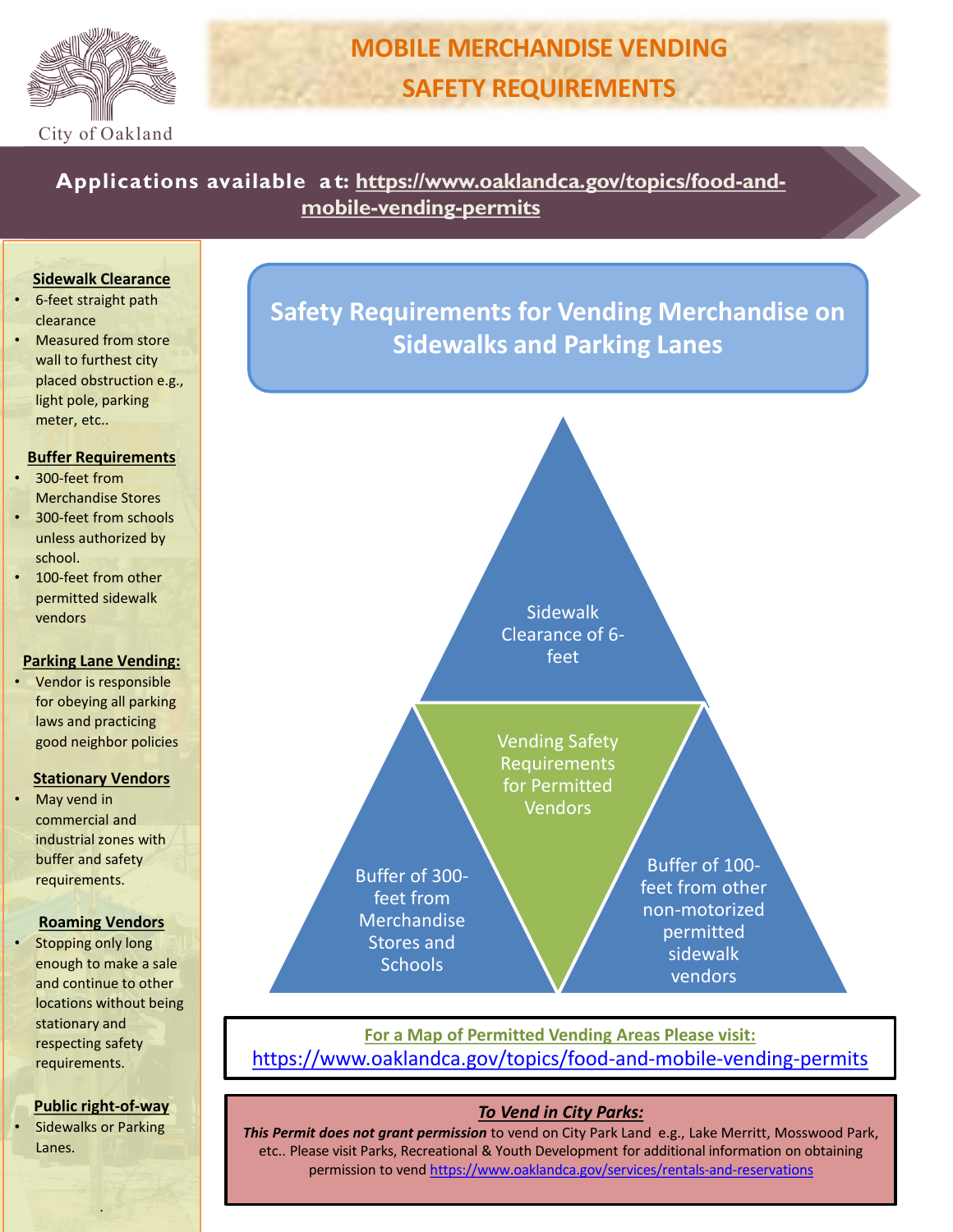City of Oakland

# MOBILE MERCHANDISE VENDING SAFETY REQUIREMENTS

**Applications available at: https://www.oaklandca.gov/topics/food-and-mobile-vending-permits**

**Sidewalk Clearance**

- 6-feet straight path clearance
- Measured from store wall to furthest city placed obstruction e.g., light pole, parking meter, etc..

**Buffer Requirements**

- 300-feet from Merchandise Stores
- 300-feet from schools unless authorized by school.
- 100-feet from other permitted sidewalk vendors

**Parking Lane Vending:**

- Vendor is responsible for obeying all parking laws and practicing good neighbor policies

**Stationary Vendors**

- May vend in commercial and industrial zones with buffer and safety requirements.

**Roaming Vendors**

- Stopping only long enough to make a sale and continue to other locations without being stationary and respecting safety requirements.

**Public right-of-way**

- Sidewalks or Parking Lanes.

## Safety Requirements for Vending Merchandise on Sidewalks and Parking Lanes

Sidewalk Clearance of 6-feet

Vending Safety Requirements for Permitted Vendors

Buffer of 300-feet from Merchandise Stores and Schools

Buffer of 100-feet from other non-motorized permitted sidewalk vendors

**For a Map of Permitted Vending Areas Please visit:**
https://www.oaklandca.gov/topics/food-and-mobile-vending-permits

***To Vend in City Parks:***

***This Permit does not grant permission*** *to vend on City Park Land e.g., Lake Merritt, Mosswood Park, etc.. Please visit Parks, Recreational & Youth Development for additional information on obtaining permission to vend* https://www.oaklandca.gov/services/rentals-and-reservations